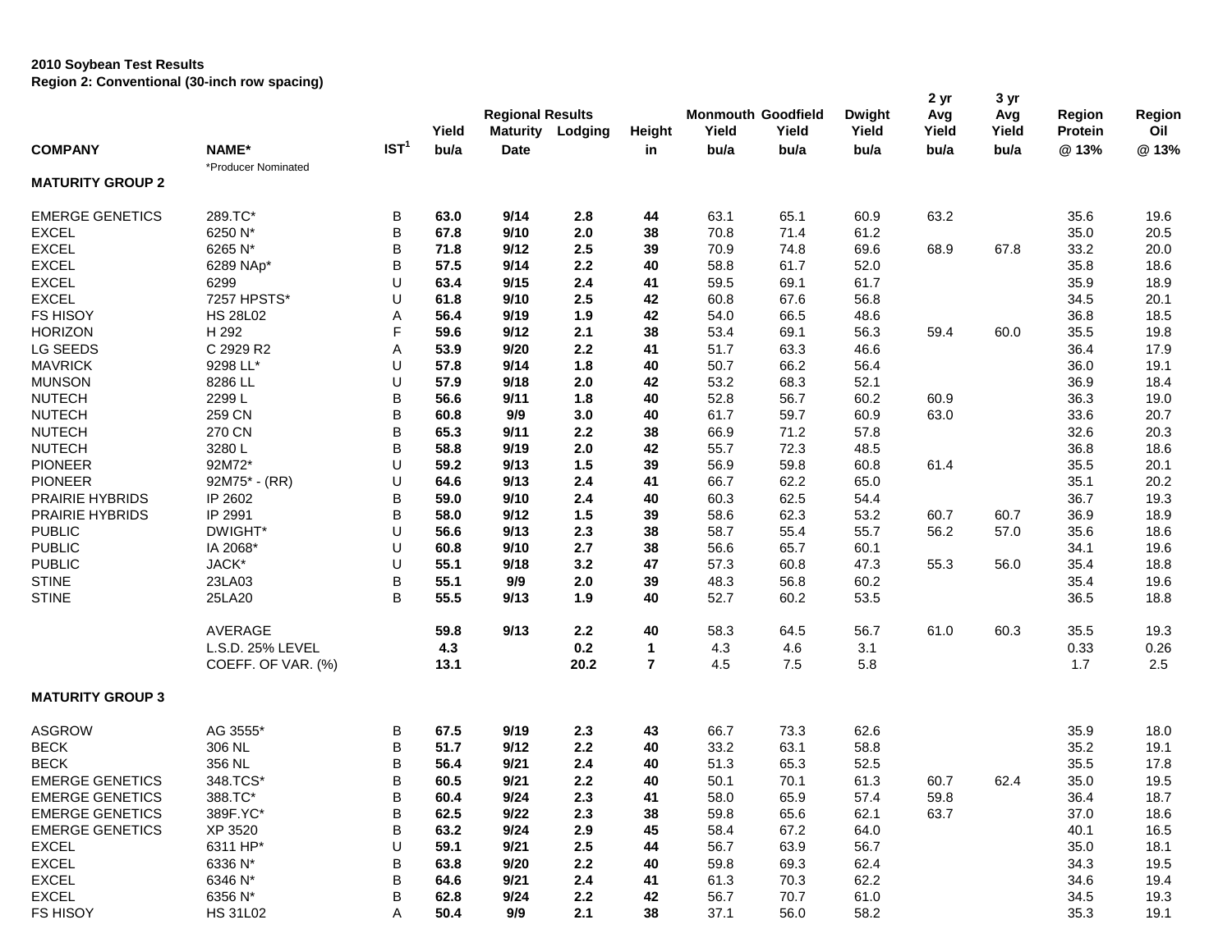**2010 Soybean Test Results**
**Region 2: Conventional (30-inch row spacing)**

| COMPANY | NAME* | IST[1] | Yield bu/a | Regional Results Maturity Date | Lodging | Height in | Monmouth Yield bu/a | Goodfield Yield bu/a | Dwight Yield bu/a | 2 yr Avg Yield bu/a | 3 yr Avg Yield bu/a | Region Protein @ 13% | Region Oil @ 13% |
|---|---|---|---|---|---|---|---|---|---|---|---|---|---|
| | *Producer Nominated | | | | | | | | | | | | |
| **MATURITY GROUP 2** | | | | | | | | | | | | | |
| EMERGE GENETICS | 289.TC* | B | **63.0** | **9/14** | **2.8** | **44** | 63.1 | 65.1 | 60.9 | 63.2 | | 35.6 | 19.6 |
| EXCEL | 6250 N* | B | **67.8** | **9/10** | **2.0** | **38** | 70.8 | 71.4 | 61.2 | | | 35.0 | 20.5 |
| EXCEL | 6265 N* | B | **71.8** | **9/12** | **2.5** | **39** | 70.9 | 74.8 | 69.6 | 68.9 | 67.8 | 33.2 | 20.0 |
| EXCEL | 6289 NAp* | B | **57.5** | **9/14** | **2.2** | **40** | 58.8 | 61.7 | 52.0 | | | 35.8 | 18.6 |
| EXCEL | 6299 | U | **63.4** | **9/15** | **2.4** | **41** | 59.5 | 69.1 | 61.7 | | | 35.9 | 18.9 |
| EXCEL | 7257 HPSTS* | U | **61.8** | **9/10** | **2.5** | **42** | 60.8 | 67.6 | 56.8 | | | 34.5 | 20.1 |
| FS HISOY | HS 28L02 | A | **56.4** | **9/19** | **1.9** | **42** | 54.0 | 66.5 | 48.6 | | | 36.8 | 18.5 |
| HORIZON | H 292 | F | **59.6** | **9/12** | **2.1** | **38** | 53.4 | 69.1 | 56.3 | 59.4 | 60.0 | 35.5 | 19.8 |
| LG SEEDS | C 2929 R2 | A | **53.9** | **9/20** | **2.2** | **41** | 51.7 | 63.3 | 46.6 | | | 36.4 | 17.9 |
| MAVRICK | 9298 LL* | U | **57.8** | **9/14** | **1.8** | **40** | 50.7 | 66.2 | 56.4 | | | 36.0 | 19.1 |
| MUNSON | 8286 LL | U | **57.9** | **9/18** | **2.0** | **42** | 53.2 | 68.3 | 52.1 | | | 36.9 | 18.4 |
| NUTECH | 2299 L | B | **56.6** | **9/11** | **1.8** | **40** | 52.8 | 56.7 | 60.2 | 60.9 | | 36.3 | 19.0 |
| NUTECH | 259 CN | B | **60.8** | **9/9** | **3.0** | **40** | 61.7 | 59.7 | 60.9 | 63.0 | | 33.6 | 20.7 |
| NUTECH | 270 CN | B | **65.3** | **9/11** | **2.2** | **38** | 66.9 | 71.2 | 57.8 | | | 32.6 | 20.3 |
| NUTECH | 3280 L | B | **58.8** | **9/19** | **2.0** | **42** | 55.7 | 72.3 | 48.5 | | | 36.8 | 18.6 |
| PIONEER | 92M72* | U | **59.2** | **9/13** | **1.5** | **39** | 56.9 | 59.8 | 60.8 | 61.4 | | 35.5 | 20.1 |
| PIONEER | 92M75* - (RR) | U | **64.6** | **9/13** | **2.4** | **41** | 66.7 | 62.2 | 65.0 | | | 35.1 | 20.2 |
| PRAIRIE HYBRIDS | IP 2602 | B | **59.0** | **9/10** | **2.4** | **40** | 60.3 | 62.5 | 54.4 | | | 36.7 | 19.3 |
| PRAIRIE HYBRIDS | IP 2991 | B | **58.0** | **9/12** | **1.5** | **39** | 58.6 | 62.3 | 53.2 | 60.7 | 60.7 | 36.9 | 18.9 |
| PUBLIC | DWIGHT* | U | **56.6** | **9/13** | **2.3** | **38** | 58.7 | 55.4 | 55.7 | 56.2 | 57.0 | 35.6 | 18.6 |
| PUBLIC | IA 2068* | U | **60.8** | **9/10** | **2.7** | **38** | 56.6 | 65.7 | 60.1 | | | 34.1 | 19.6 |
| PUBLIC | JACK* | U | **55.1** | **9/18** | **3.2** | **47** | 57.3 | 60.8 | 47.3 | 55.3 | 56.0 | 35.4 | 18.8 |
| STINE | 23LA03 | B | **55.1** | **9/9** | **2.0** | **39** | 48.3 | 56.8 | 60.2 | | | 35.4 | 19.6 |
| STINE | 25LA20 | B | **55.5** | **9/13** | **1.9** | **40** | 52.7 | 60.2 | 53.5 | | | 36.5 | 18.8 |
| | AVERAGE | | **59.8** | **9/13** | **2.2** | **40** | 58.3 | 64.5 | 56.7 | 61.0 | 60.3 | 35.5 | 19.3 |
| | L.S.D. 25% LEVEL | | **4.3** | | **0.2** | **1** | 4.3 | 4.6 | 3.1 | | | 0.33 | 0.26 |
| | COEFF. OF VAR. (%) | | **13.1** | | **20.2** | **7** | 4.5 | 7.5 | 5.8 | | | 1.7 | 2.5 |
| **MATURITY GROUP 3** | | | | | | | | | | | | | |
| ASGROW | AG 3555* | B | **67.5** | **9/19** | **2.3** | **43** | 66.7 | 73.3 | 62.6 | | | 35.9 | 18.0 |
| BECK | 306 NL | B | **51.7** | **9/12** | **2.2** | **40** | 33.2 | 63.1 | 58.8 | | | 35.2 | 19.1 |
| BECK | 356 NL | B | **56.4** | **9/21** | **2.4** | **40** | 51.3 | 65.3 | 52.5 | | | 35.5 | 17.8 |
| EMERGE GENETICS | 348.TCS* | B | **60.5** | **9/21** | **2.2** | **40** | 50.1 | 70.1 | 61.3 | 60.7 | 62.4 | 35.0 | 19.5 |
| EMERGE GENETICS | 388.TC* | B | **60.4** | **9/24** | **2.3** | **41** | 58.0 | 65.9 | 57.4 | 59.8 | | 36.4 | 18.7 |
| EMERGE GENETICS | 389F.YC* | B | **62.5** | **9/22** | **2.3** | **38** | 59.8 | 65.6 | 62.1 | 63.7 | | 37.0 | 18.6 |
| EMERGE GENETICS | XP 3520 | B | **63.2** | **9/24** | **2.9** | **45** | 58.4 | 67.2 | 64.0 | | | 40.1 | 16.5 |
| EXCEL | 6311 HP* | U | **59.1** | **9/21** | **2.5** | **44** | 56.7 | 63.9 | 56.7 | | | 35.0 | 18.1 |
| EXCEL | 6336 N* | B | **63.8** | **9/20** | **2.2** | **40** | 59.8 | 69.3 | 62.4 | | | 34.3 | 19.5 |
| EXCEL | 6346 N* | B | **64.6** | **9/21** | **2.4** | **41** | 61.3 | 70.3 | 62.2 | | | 34.6 | 19.4 |
| EXCEL | 6356 N* | B | **62.8** | **9/24** | **2.2** | **42** | 56.7 | 70.7 | 61.0 | | | 34.5 | 19.3 |
| FS HISOY | HS 31L02 | A | **50.4** | **9/9** | **2.1** | **38** | 37.1 | 56.0 | 58.2 | | | 35.3 | 19.1 |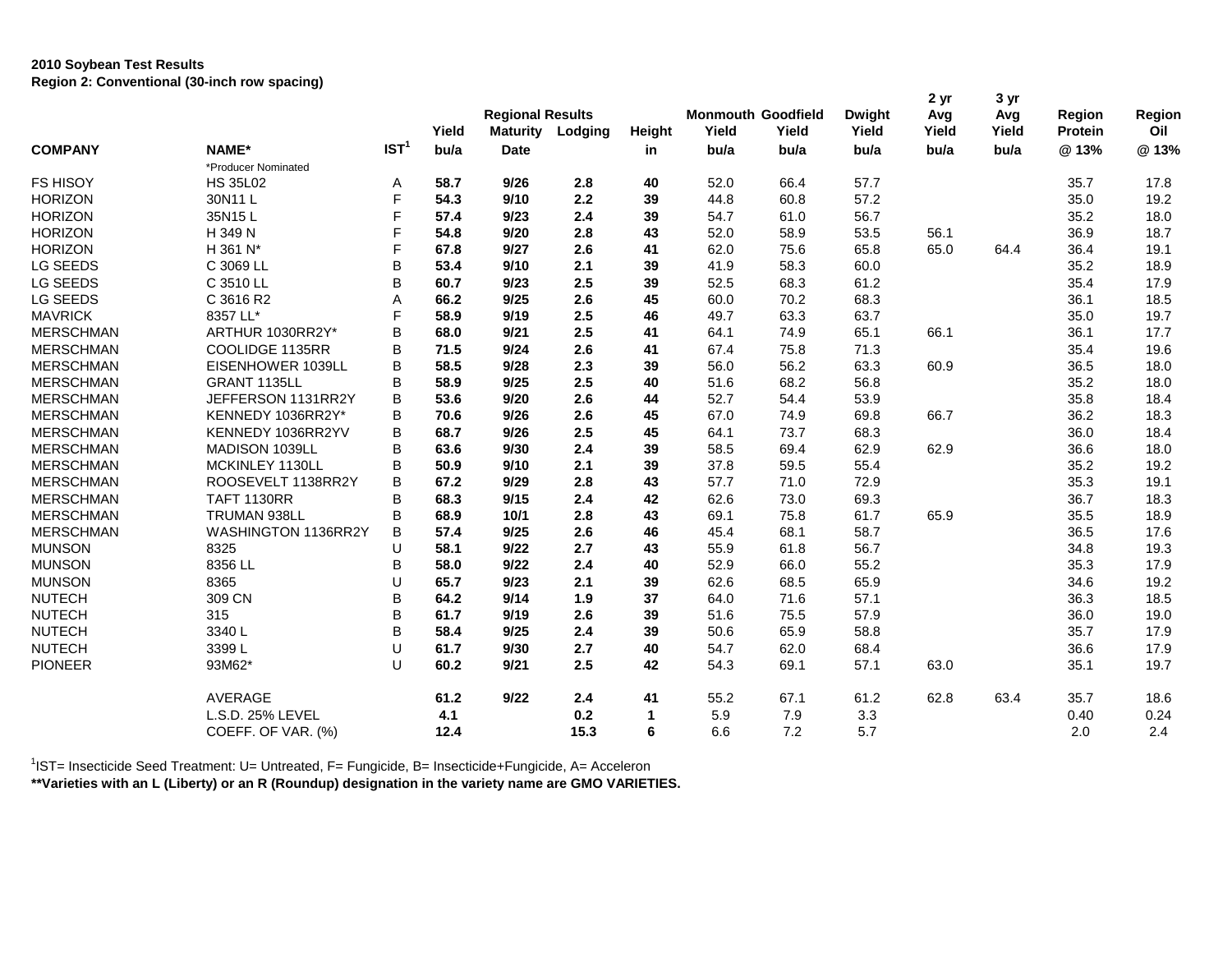**2010 Soybean Test Results**
**Region 2: Conventional (30-inch row spacing)**

| COMPANY | NAME* | IST[1] | Yield bu/a | Regional Results Maturity Date | Lodging | Height in | Monmouth Yield bu/a | Goodfield Yield bu/a | Dwight Yield bu/a | 2 yr Avg Yield bu/a | 3 yr Avg Yield bu/a | Region Protein @ 13% | Region Oil @ 13% |
|---|---|---|---|---|---|---|---|---|---|---|---|---|---|
| | *Producer Nominated | | | | | | | | | | | | |
| FS HISOY | HS 35L02 | A | **58.7** | **9/26** | **2.8** | **40** | 52.0 | 66.4 | 57.7 | | | 35.7 | 17.8 |
| HORIZON | 30N11 L | F | **54.3** | **9/10** | **2.2** | **39** | 44.8 | 60.8 | 57.2 | | | 35.0 | 19.2 |
| HORIZON | 35N15 L | F | **57.4** | **9/23** | **2.4** | **39** | 54.7 | 61.0 | 56.7 | | | 35.2 | 18.0 |
| HORIZON | H 349 N | F | **54.8** | **9/20** | **2.8** | **43** | 52.0 | 58.9 | 53.5 | 56.1 | | 36.9 | 18.7 |
| HORIZON | H 361 N* | F | **67.8** | **9/27** | **2.6** | **41** | 62.0 | 75.6 | 65.8 | 65.0 | 64.4 | 36.4 | 19.1 |
| LG SEEDS | C 3069 LL | B | **53.4** | **9/10** | **2.1** | **39** | 41.9 | 58.3 | 60.0 | | | 35.2 | 18.9 |
| LG SEEDS | C 3510 LL | B | **60.7** | **9/23** | **2.5** | **39** | 52.5 | 68.3 | 61.2 | | | 35.4 | 17.9 |
| LG SEEDS | C 3616 R2 | A | **66.2** | **9/25** | **2.6** | **45** | 60.0 | 70.2 | 68.3 | | | 36.1 | 18.5 |
| MAVRICK | 8357 LL* | F | **58.9** | **9/19** | **2.5** | **46** | 49.7 | 63.3 | 63.7 | | | 35.0 | 19.7 |
| MERSCHMAN | ARTHUR 1030RR2Y* | B | **68.0** | **9/21** | **2.5** | **41** | 64.1 | 74.9 | 65.1 | 66.1 | | 36.1 | 17.7 |
| MERSCHMAN | COOLIDGE 1135RR | B | **71.5** | **9/24** | **2.6** | **41** | 67.4 | 75.8 | 71.3 | | | 35.4 | 19.6 |
| MERSCHMAN | EISENHOWER 1039LL | B | **58.5** | **9/28** | **2.3** | **39** | 56.0 | 56.2 | 63.3 | 60.9 | | 36.5 | 18.0 |
| MERSCHMAN | GRANT 1135LL | B | **58.9** | **9/25** | **2.5** | **40** | 51.6 | 68.2 | 56.8 | | | 35.2 | 18.0 |
| MERSCHMAN | JEFFERSON 1131RR2Y | B | **53.6** | **9/20** | **2.6** | **44** | 52.7 | 54.4 | 53.9 | | | 35.8 | 18.4 |
| MERSCHMAN | KENNEDY 1036RR2Y* | B | **70.6** | **9/26** | **2.6** | **45** | 67.0 | 74.9 | 69.8 | 66.7 | | 36.2 | 18.3 |
| MERSCHMAN | KENNEDY 1036RR2YV | B | **68.7** | **9/26** | **2.5** | **45** | 64.1 | 73.7 | 68.3 | | | 36.0 | 18.4 |
| MERSCHMAN | MADISON 1039LL | B | **63.6** | **9/30** | **2.4** | **39** | 58.5 | 69.4 | 62.9 | 62.9 | | 36.6 | 18.0 |
| MERSCHMAN | MCKINLEY 1130LL | B | **50.9** | **9/10** | **2.1** | **39** | 37.8 | 59.5 | 55.4 | | | 35.2 | 19.2 |
| MERSCHMAN | ROOSEVELT 1138RR2Y | B | **67.2** | **9/29** | **2.8** | **43** | 57.7 | 71.0 | 72.9 | | | 35.3 | 19.1 |
| MERSCHMAN | TAFT 1130RR | B | **68.3** | **9/15** | **2.4** | **42** | 62.6 | 73.0 | 69.3 | | | 36.7 | 18.3 |
| MERSCHMAN | TRUMAN 938LL | B | **68.9** | **10/1** | **2.8** | **43** | 69.1 | 75.8 | 61.7 | 65.9 | | 35.5 | 18.9 |
| MERSCHMAN | WASHINGTON 1136RR2Y | B | **57.4** | **9/25** | **2.6** | **46** | 45.4 | 68.1 | 58.7 | | | 36.5 | 17.6 |
| MUNSON | 8325 | U | **58.1** | **9/22** | **2.7** | **43** | 55.9 | 61.8 | 56.7 | | | 34.8 | 19.3 |
| MUNSON | 8356 LL | B | **58.0** | **9/22** | **2.4** | **40** | 52.9 | 66.0 | 55.2 | | | 35.3 | 17.9 |
| MUNSON | 8365 | U | **65.7** | **9/23** | **2.1** | **39** | 62.6 | 68.5 | 65.9 | | | 34.6 | 19.2 |
| NUTECH | 309 CN | B | **64.2** | **9/14** | **1.9** | **37** | 64.0 | 71.6 | 57.1 | | | 36.3 | 18.5 |
| NUTECH | 315 | B | **61.7** | **9/19** | **2.6** | **39** | 51.6 | 75.5 | 57.9 | | | 36.0 | 19.0 |
| NUTECH | 3340 L | B | **58.4** | **9/25** | **2.4** | **39** | 50.6 | 65.9 | 58.8 | | | 35.7 | 17.9 |
| NUTECH | 3399 L | U | **61.7** | **9/30** | **2.7** | **40** | 54.7 | 62.0 | 68.4 | | | 36.6 | 17.9 |
| PIONEER | 93M62* | U | **60.2** | **9/21** | **2.5** | **42** | 54.3 | 69.1 | 57.1 | 63.0 | | 35.1 | 19.7 |
| | AVERAGE | | **61.2** | **9/22** | **2.4** | **41** | 55.2 | 67.1 | 61.2 | 62.8 | 63.4 | 35.7 | 18.6 |
| | L.S.D. 25% LEVEL | | **4.1** | | **0.2** | **1** | 5.9 | 7.9 | 3.3 | | | 0.40 | 0.24 |
| | COEFF. OF VAR. (%) | | **12.4** | | **15.3** | **6** | 6.6 | 7.2 | 5.7 | | | 2.0 | 2.4 |

[1]IST= Insecticide Seed Treatment: U= Untreated, F= Fungicide, B= Insecticide+Fungicide, A= Acceleron

**\*\*Varieties with an L (Liberty) or an R (Roundup) designation in the variety name are GMO VARIETIES.**